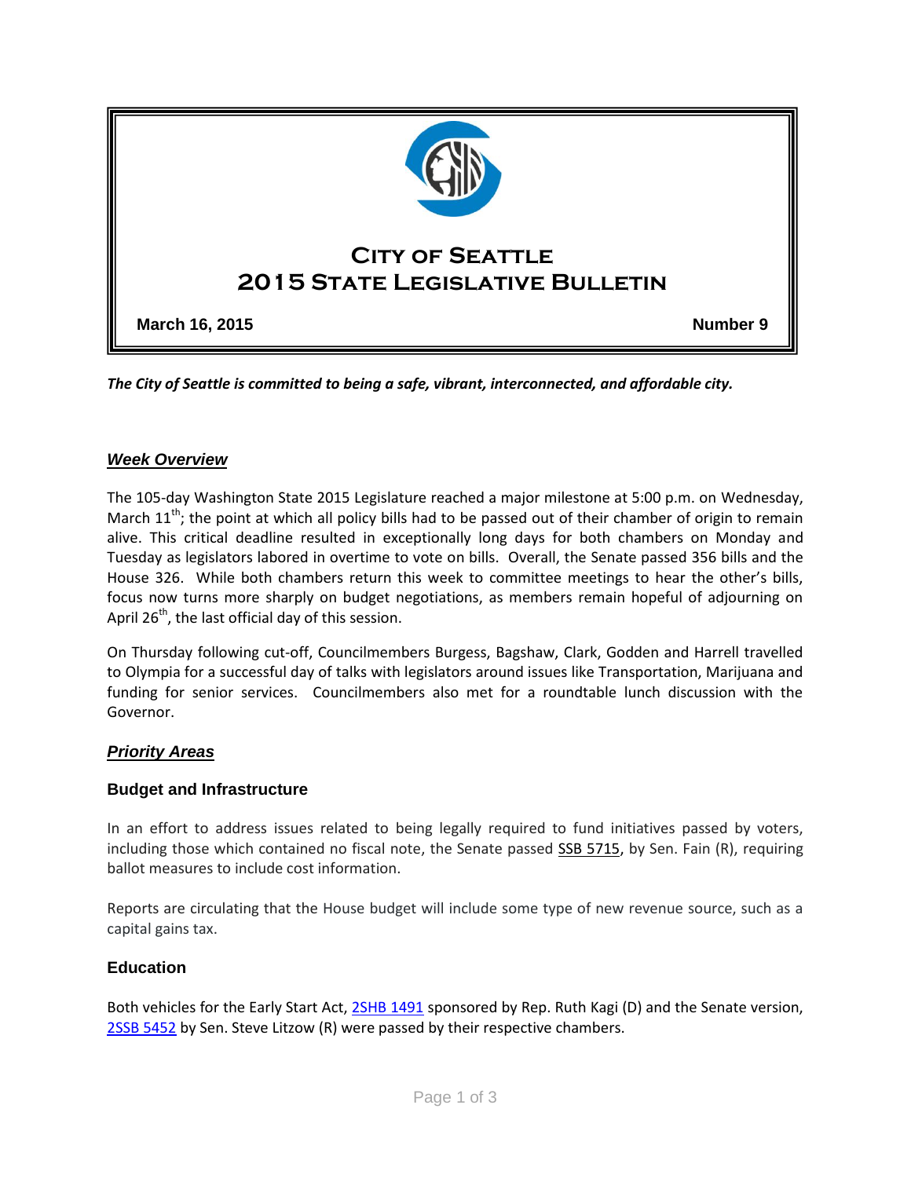# City of Seattle
# 2015 State Legislative Bulletin

**March 16, 2015** **Number 9**

***The City of Seattle is committed to being a safe, vibrant, interconnected, and affordable city.***

## ***Week Overview***

The 105-day Washington State 2015 Legislature reached a major milestone at 5:00 p.m. on Wednesday, March 11th; the point at which all policy bills had to be passed out of their chamber of origin to remain alive. This critical deadline resulted in exceptionally long days for both chambers on Monday and Tuesday as legislators labored in overtime to vote on bills. Overall, the Senate passed 356 bills and the House 326. While both chambers return this week to committee meetings to hear the other's bills, focus now turns more sharply on budget negotiations, as members remain hopeful of adjourning on April 26th, the last official day of this session.

On Thursday following cut-off, Councilmembers Burgess, Bagshaw, Clark, Godden and Harrell travelled to Olympia for a successful day of talks with legislators around issues like Transportation, Marijuana and funding for senior services. Councilmembers also met for a roundtable lunch discussion with the Governor.

## ***Priority Areas***

### Budget and Infrastructure

In an effort to address issues related to being legally required to fund initiatives passed by voters, including those which contained no fiscal note, the Senate passed SSB 5715, by Sen. Fain (R), requiring ballot measures to include cost information.

Reports are circulating that the House budget will include some type of new revenue source, such as a capital gains tax.

### Education

Both vehicles for the Early Start Act, 2SHB 1491 sponsored by Rep. Ruth Kagi (D) and the Senate version, 2SSB 5452 by Sen. Steve Litzow (R) were passed by their respective chambers.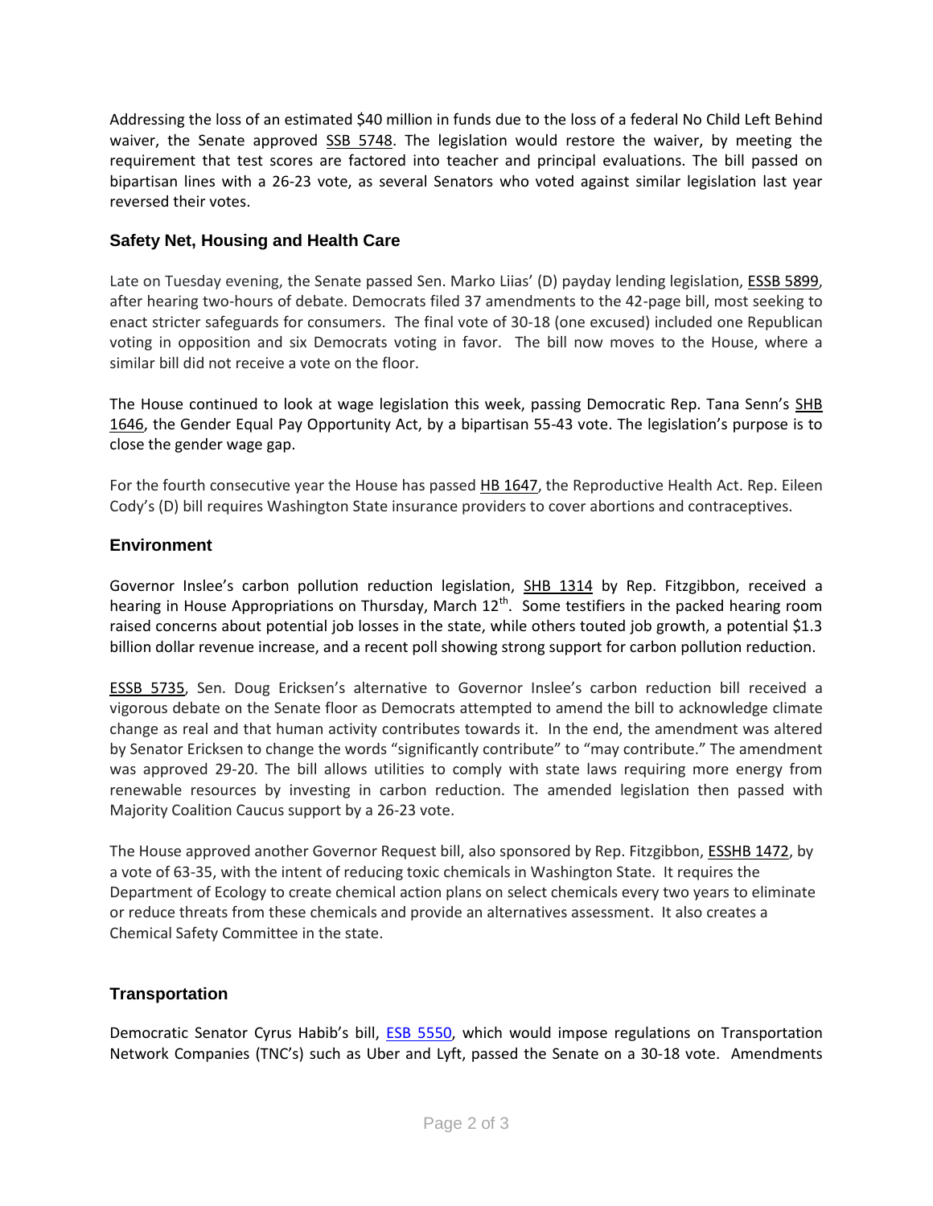Addressing the loss of an estimated $40 million in funds due to the loss of a federal No Child Left Behind waiver, the Senate approved SSB 5748. The legislation would restore the waiver, by meeting the requirement that test scores are factored into teacher and principal evaluations. The bill passed on bipartisan lines with a 26-23 vote, as several Senators who voted against similar legislation last year reversed their votes.

## Safety Net, Housing and Health Care

Late on Tuesday evening, the Senate passed Sen. Marko Liias' (D) payday lending legislation, ESSB 5899, after hearing two-hours of debate. Democrats filed 37 amendments to the 42-page bill, most seeking to enact stricter safeguards for consumers. The final vote of 30-18 (one excused) included one Republican voting in opposition and six Democrats voting in favor. The bill now moves to the House, where a similar bill did not receive a vote on the floor.

The House continued to look at wage legislation this week, passing Democratic Rep. Tana Senn's SHB 1646, the Gender Equal Pay Opportunity Act, by a bipartisan 55-43 vote. The legislation's purpose is to close the gender wage gap.

For the fourth consecutive year the House has passed HB 1647, the Reproductive Health Act. Rep. Eileen Cody's (D) bill requires Washington State insurance providers to cover abortions and contraceptives.

## Environment

Governor Inslee's carbon pollution reduction legislation, SHB 1314 by Rep. Fitzgibbon, received a hearing in House Appropriations on Thursday, March 12th. Some testifiers in the packed hearing room raised concerns about potential job losses in the state, while others touted job growth, a potential $1.3 billion dollar revenue increase, and a recent poll showing strong support for carbon pollution reduction.

ESSB 5735, Sen. Doug Ericksen's alternative to Governor Inslee's carbon reduction bill received a vigorous debate on the Senate floor as Democrats attempted to amend the bill to acknowledge climate change as real and that human activity contributes towards it. In the end, the amendment was altered by Senator Ericksen to change the words "significantly contribute" to "may contribute." The amendment was approved 29-20. The bill allows utilities to comply with state laws requiring more energy from renewable resources by investing in carbon reduction. The amended legislation then passed with Majority Coalition Caucus support by a 26-23 vote.

The House approved another Governor Request bill, also sponsored by Rep. Fitzgibbon, ESSHB 1472, by a vote of 63-35, with the intent of reducing toxic chemicals in Washington State. It requires the Department of Ecology to create chemical action plans on select chemicals every two years to eliminate or reduce threats from these chemicals and provide an alternatives assessment. It also creates a Chemical Safety Committee in the state.

## Transportation

Democratic Senator Cyrus Habib's bill, ESB 5550, which would impose regulations on Transportation Network Companies (TNC's) such as Uber and Lyft, passed the Senate on a 30-18 vote. Amendments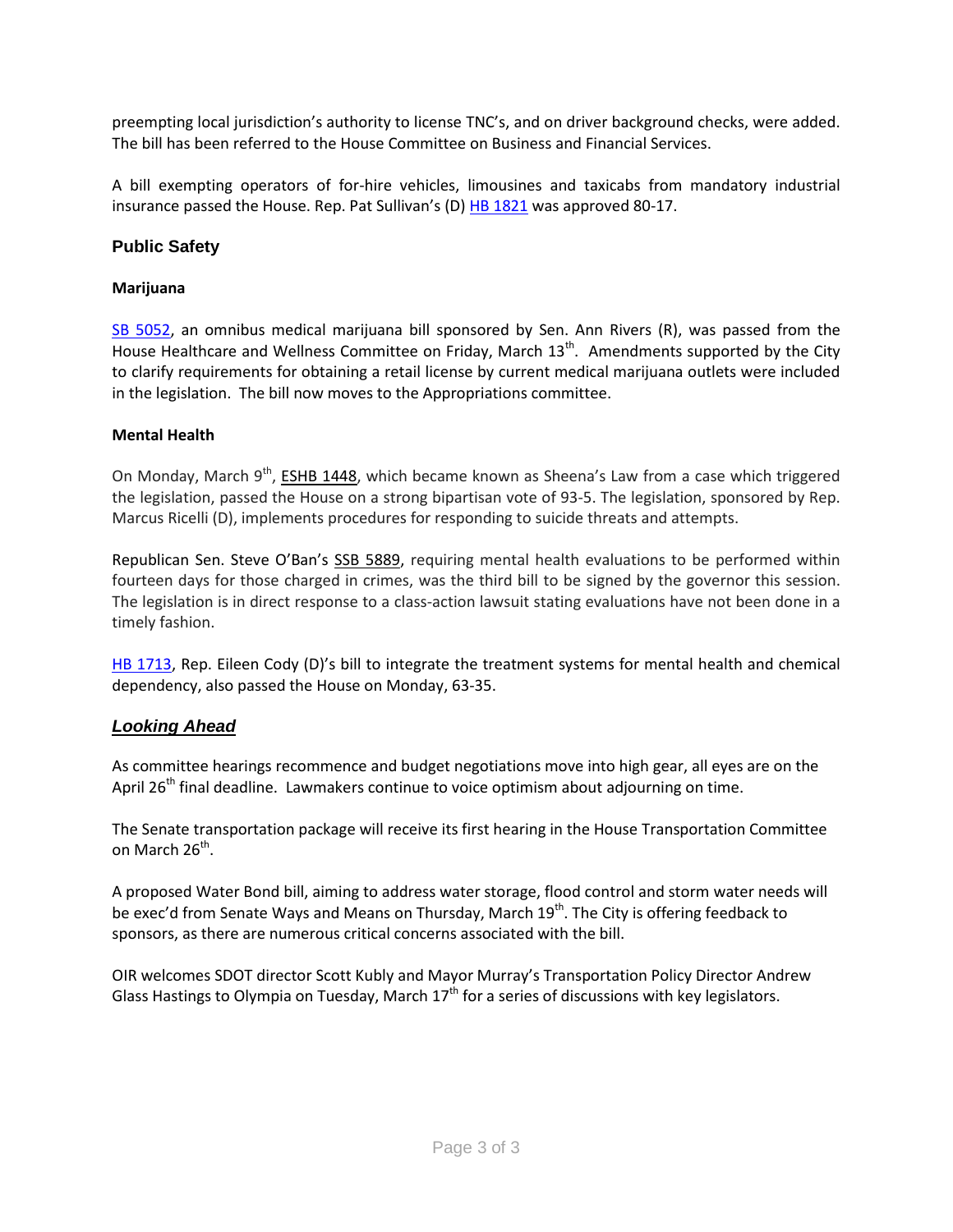preempting local jurisdiction's authority to license TNC's, and on driver background checks, were added. The bill has been referred to the House Committee on Business and Financial Services.

A bill exempting operators of for-hire vehicles, limousines and taxicabs from mandatory industrial insurance passed the House. Rep. Pat Sullivan's (D) HB 1821 was approved 80-17.

## Public Safety

### Marijuana

SB 5052, an omnibus medical marijuana bill sponsored by Sen. Ann Rivers (R), was passed from the House Healthcare and Wellness Committee on Friday, March 13th. Amendments supported by the City to clarify requirements for obtaining a retail license by current medical marijuana outlets were included in the legislation. The bill now moves to the Appropriations committee.

### Mental Health

On Monday, March 9th, ESHB 1448, which became known as Sheena's Law from a case which triggered the legislation, passed the House on a strong bipartisan vote of 93-5. The legislation, sponsored by Rep. Marcus Ricelli (D), implements procedures for responding to suicide threats and attempts.

Republican Sen. Steve O'Ban's SSB 5889, requiring mental health evaluations to be performed within fourteen days for those charged in crimes, was the third bill to be signed by the governor this session. The legislation is in direct response to a class-action lawsuit stating evaluations have not been done in a timely fashion.

HB 1713, Rep. Eileen Cody (D)'s bill to integrate the treatment systems for mental health and chemical dependency, also passed the House on Monday, 63-35.

## *Looking Ahead*

As committee hearings recommence and budget negotiations move into high gear, all eyes are on the April 26th final deadline. Lawmakers continue to voice optimism about adjourning on time.

The Senate transportation package will receive its first hearing in the House Transportation Committee on March 26th.

A proposed Water Bond bill, aiming to address water storage, flood control and storm water needs will be exec'd from Senate Ways and Means on Thursday, March 19th. The City is offering feedback to sponsors, as there are numerous critical concerns associated with the bill.

OIR welcomes SDOT director Scott Kubly and Mayor Murray's Transportation Policy Director Andrew Glass Hastings to Olympia on Tuesday, March 17th for a series of discussions with key legislators.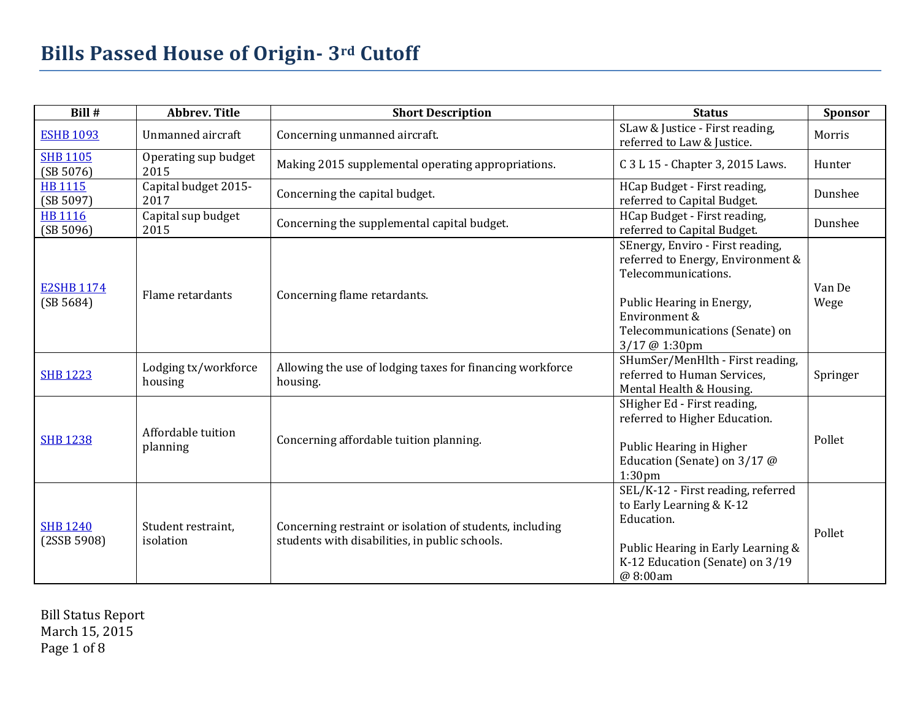# Bills Passed House of Origin- 3rd Cutoff

| Bill # | Abbrev. Title | Short Description | Status | Sponsor |
|---|---|---|---|---|
| ESHB 1093 | Unmanned aircraft | Concerning unmanned aircraft. | SLaw & Justice - First reading, referred to Law & Justice. | Morris |
| SHB 1105 (SB 5076) | Operating sup budget 2015 | Making 2015 supplemental operating appropriations. | C 3 L 15 - Chapter 3, 2015 Laws. | Hunter |
| HB 1115 (SB 5097) | Capital budget 2015-2017 | Concerning the capital budget. | HCap Budget - First reading, referred to Capital Budget. | Dunshee |
| HB 1116 (SB 5096) | Capital sup budget 2015 | Concerning the supplemental capital budget. | HCap Budget - First reading, referred to Capital Budget. | Dunshee |
| E2SHB 1174 (SB 5684) | Flame retardants | Concerning flame retardants. | SEnergy, Enviro - First reading, referred to Energy, Environment & Telecommunications.<br><br>Public Hearing in Energy, Environment & Telecommunications (Senate) on 3/17 @ 1:30pm | Van De Wege |
| SHB 1223 | Lodging tx/workforce housing | Allowing the use of lodging taxes for financing workforce housing. | SHumSer/MenHlth - First reading, referred to Human Services, Mental Health & Housing. | Springer |
| SHB 1238 | Affordable tuition planning | Concerning affordable tuition planning. | SHigher Ed - First reading, referred to Higher Education.<br><br>Public Hearing in Higher Education (Senate) on 3/17 @ 1:30pm | Pollet |
| SHB 1240 (2SSB 5908) | Student restraint, isolation | Concerning restraint or isolation of students, including students with disabilities, in public schools. | SEL/K-12 - First reading, referred to Early Learning & K-12 Education.<br><br>Public Hearing in Early Learning & K-12 Education (Senate) on 3/19 @ 8:00am | Pollet |

Bill Status Report
March 15, 2015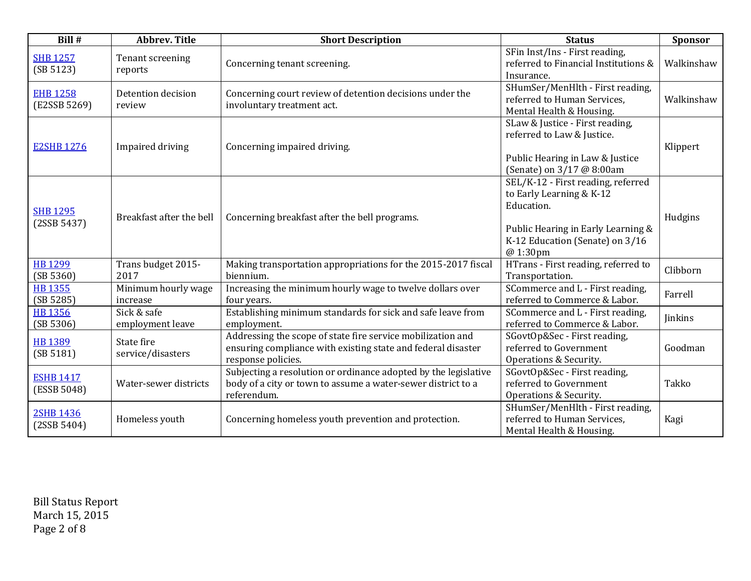| Bill # | Abbrev. Title | Short Description | Status | Sponsor |
|---|---|---|---|---|
| SHB 1257 (SB 5123) | Tenant screening reports | Concerning tenant screening. | SFin Inst/Ins - First reading, referred to Financial Institutions & Insurance. | Walkinshaw |
| EHB 1258 (E2SSB 5269) | Detention decision review | Concerning court review of detention decisions under the involuntary treatment act. | SHumSer/MenHlth - First reading, referred to Human Services, Mental Health & Housing. | Walkinshaw |
| E2SHB 1276 | Impaired driving | Concerning impaired driving. | SLaw & Justice - First reading, referred to Law & Justice.<br><br>Public Hearing in Law & Justice (Senate) on 3/17 @ 8:00am | Klippert |
| SHB 1295 (2SSB 5437) | Breakfast after the bell | Concerning breakfast after the bell programs. | SEL/K-12 - First reading, referred to Early Learning & K-12 Education.<br><br>Public Hearing in Early Learning & K-12 Education (Senate) on 3/16 @ 1:30pm | Hudgins |
| HB 1299 (SB 5360) | Trans budget 2015-2017 | Making transportation appropriations for the 2015-2017 fiscal biennium. | HTrans - First reading, referred to Transportation. | Clibborn |
| HB 1355 (SB 5285) | Minimum hourly wage increase | Increasing the minimum hourly wage to twelve dollars over four years. | SCommerce and L - First reading, referred to Commerce & Labor. | Farrell |
| HB 1356 (SB 5306) | Sick & safe employment leave | Establishing minimum standards for sick and safe leave from employment. | SCommerce and L - First reading, referred to Commerce & Labor. | Jinkins |
| HB 1389 (SB 5181) | State fire service/disasters | Addressing the scope of state fire service mobilization and ensuring compliance with existing state and federal disaster response policies. | SGovtOp&Sec - First reading, referred to Government Operations & Security. | Goodman |
| ESHB 1417 (ESSB 5048) | Water-sewer districts | Subjecting a resolution or ordinance adopted by the legislative body of a city or town to assume a water-sewer district to a referendum. | SGovtOp&Sec - First reading, referred to Government Operations & Security. | Takko |
| 2SHB 1436 (2SSB 5404) | Homeless youth | Concerning homeless youth prevention and protection. | SHumSer/MenHlth - First reading, referred to Human Services, Mental Health & Housing. | Kagi |

Bill Status Report
March 15, 2015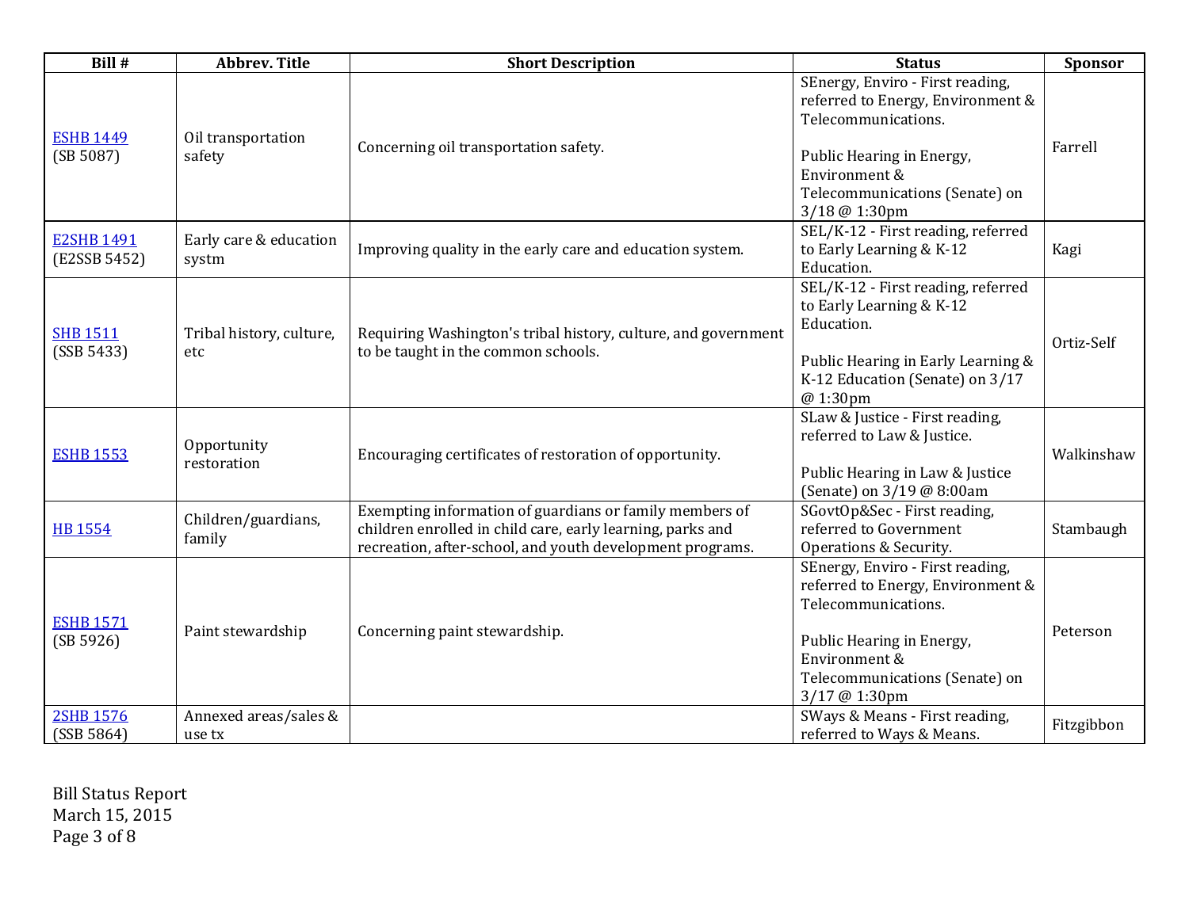| Bill # | Abbrev. Title | Short Description | Status | Sponsor |
|---|---|---|---|---|
| ESHB 1449 (SB 5087) | Oil transportation safety | Concerning oil transportation safety. | SEnergy, Enviro - First reading, referred to Energy, Environment & Telecommunications.<br><br>Public Hearing in Energy, Environment & Telecommunications (Senate) on 3/18 @ 1:30pm | Farrell |
| E2SHB 1491 (E2SSB 5452) | Early care & education systm | Improving quality in the early care and education system. | SEL/K-12 - First reading, referred to Early Learning & K-12 Education. | Kagi |
| SHB 1511 (SSB 5433) | Tribal history, culture, etc | Requiring Washington's tribal history, culture, and government to be taught in the common schools. | SEL/K-12 - First reading, referred to Early Learning & K-12 Education.<br><br>Public Hearing in Early Learning & K-12 Education (Senate) on 3/17 @ 1:30pm | Ortiz-Self |
| ESHB 1553 | Opportunity restoration | Encouraging certificates of restoration of opportunity. | SLaw & Justice - First reading, referred to Law & Justice.<br><br>Public Hearing in Law & Justice (Senate) on 3/19 @ 8:00am | Walkinshaw |
| HB 1554 | Children/guardians, family | Exempting information of guardians or family members of children enrolled in child care, early learning, parks and recreation, after-school, and youth development programs. | SGovtOp&Sec - First reading, referred to Government Operations & Security. | Stambaugh |
| ESHB 1571 (SB 5926) | Paint stewardship | Concerning paint stewardship. | SEnergy, Enviro - First reading, referred to Energy, Environment & Telecommunications.<br><br>Public Hearing in Energy, Environment & Telecommunications (Senate) on 3/17 @ 1:30pm | Peterson |
| 2SHB 1576 (SSB 5864) | Annexed areas/sales & use tx | | SWays & Means - First reading, referred to Ways & Means. | Fitzgibbon |

Bill Status Report
March 15, 2015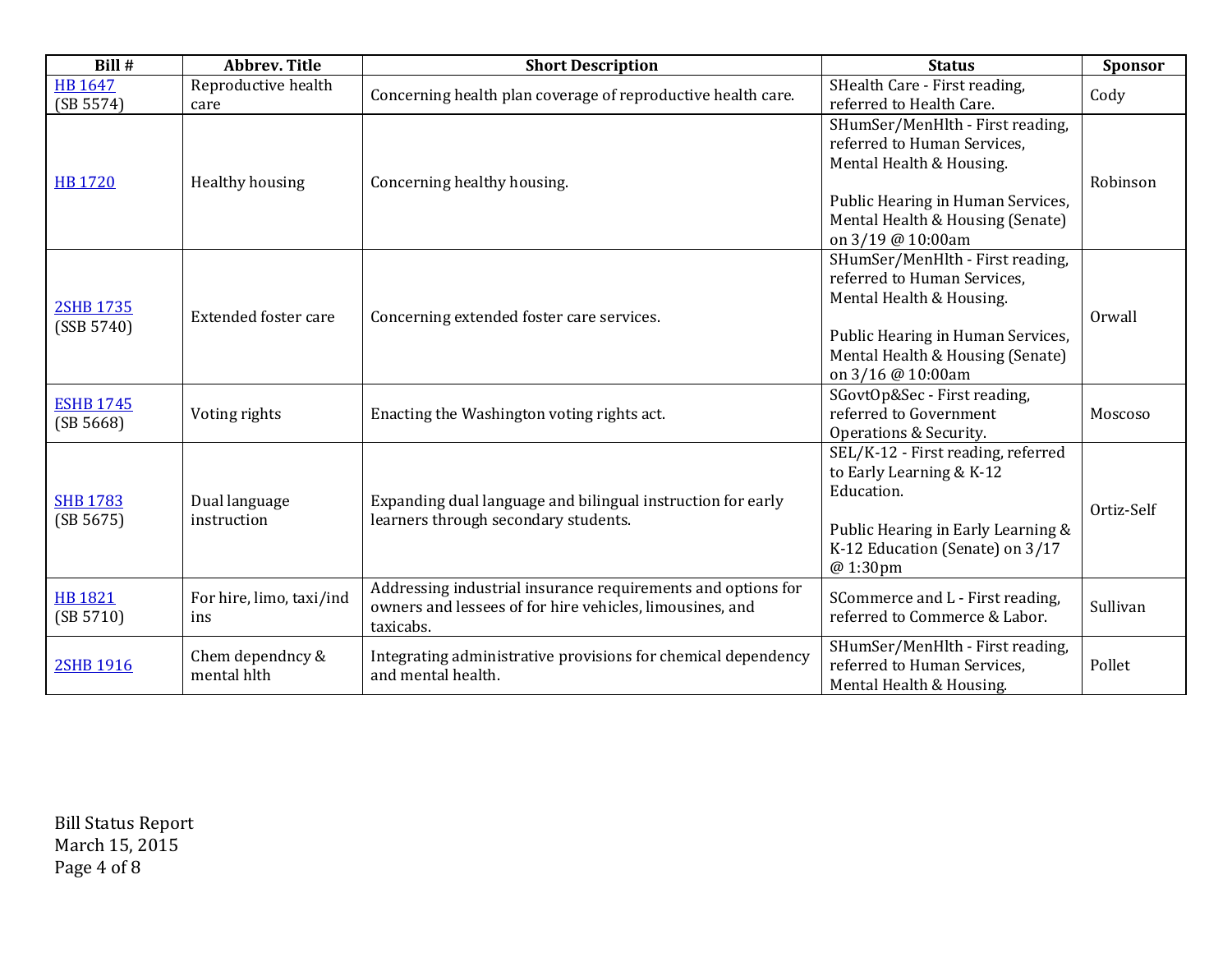| Bill # | Abbrev. Title | Short Description | Status | Sponsor |
|---|---|---|---|---|
| HB 1647 (SB 5574) | Reproductive health care | Concerning health plan coverage of reproductive health care. | SHealth Care - First reading, referred to Health Care. | Cody |
| HB 1720 | Healthy housing | Concerning healthy housing. | SHumSer/MenHlth - First reading, referred to Human Services, Mental Health & Housing.<br><br>Public Hearing in Human Services, Mental Health & Housing (Senate) on 3/19 @ 10:00am | Robinson |
| 2SHB 1735 (SSB 5740) | Extended foster care | Concerning extended foster care services. | SHumSer/MenHlth - First reading, referred to Human Services, Mental Health & Housing.<br><br>Public Hearing in Human Services, Mental Health & Housing (Senate) on 3/16 @ 10:00am | Orwall |
| ESHB 1745 (SB 5668) | Voting rights | Enacting the Washington voting rights act. | SGovtOp&Sec - First reading, referred to Government Operations & Security. | Moscoso |
| SHB 1783 (SB 5675) | Dual language instruction | Expanding dual language and bilingual instruction for early learners through secondary students. | SEL/K-12 - First reading, referred to Early Learning & K-12 Education.<br><br>Public Hearing in Early Learning & K-12 Education (Senate) on 3/17 @ 1:30pm | Ortiz-Self |
| HB 1821 (SB 5710) | For hire, limo, taxi/ind ins | Addressing industrial insurance requirements and options for owners and lessees of for hire vehicles, limousines, and taxicabs. | SCommerce and L - First reading, referred to Commerce & Labor. | Sullivan |
| 2SHB 1916 | Chem dependncy & mental hlth | Integrating administrative provisions for chemical dependency and mental health. | SHumSer/MenHlth - First reading, referred to Human Services, Mental Health & Housing. | Pollet |

Bill Status Report
March 15, 2015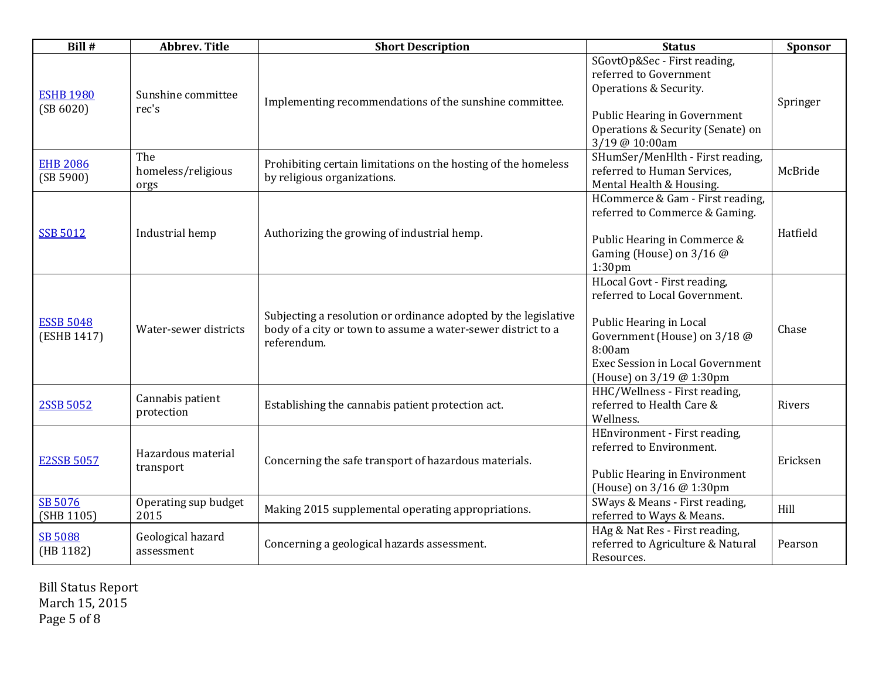| Bill # | Abbrev. Title | Short Description | Status | Sponsor |
|---|---|---|---|---|
| ESHB 1980 (SB 6020) | Sunshine committee rec's | Implementing recommendations of the sunshine committee. | SGovtOp&Sec - First reading, referred to Government Operations & Security.<br><br>Public Hearing in Government Operations & Security (Senate) on 3/19 @ 10:00am | Springer |
| EHB 2086 (SB 5900) | The homeless/religious orgs | Prohibiting certain limitations on the hosting of the homeless by religious organizations. | SHumSer/MenHlth - First reading, referred to Human Services, Mental Health & Housing. | McBride |
| SSB 5012 | Industrial hemp | Authorizing the growing of industrial hemp. | HCommerce & Gam - First reading, referred to Commerce & Gaming.<br><br>Public Hearing in Commerce & Gaming (House) on 3/16 @ 1:30pm | Hatfield |
| ESSB 5048 (ESHB 1417) | Water-sewer districts | Subjecting a resolution or ordinance adopted by the legislative body of a city or town to assume a water-sewer district to a referendum. | HLocal Govt - First reading, referred to Local Government.<br><br>Public Hearing in Local Government (House) on 3/18 @ 8:00am<br>Exec Session in Local Government (House) on 3/19 @ 1:30pm | Chase |
| 2SSB 5052 | Cannabis patient protection | Establishing the cannabis patient protection act. | HHC/Wellness - First reading, referred to Health Care & Wellness. | Rivers |
| E2SSB 5057 | Hazardous material transport | Concerning the safe transport of hazardous materials. | HEnvironment - First reading, referred to Environment.<br><br>Public Hearing in Environment (House) on 3/16 @ 1:30pm | Ericksen |
| SB 5076 (SHB 1105) | Operating sup budget 2015 | Making 2015 supplemental operating appropriations. | SWays & Means - First reading, referred to Ways & Means. | Hill |
| SB 5088 (HB 1182) | Geological hazard assessment | Concerning a geological hazards assessment. | HAg & Nat Res - First reading, referred to Agriculture & Natural Resources. | Pearson |

Bill Status Report
March 15, 2015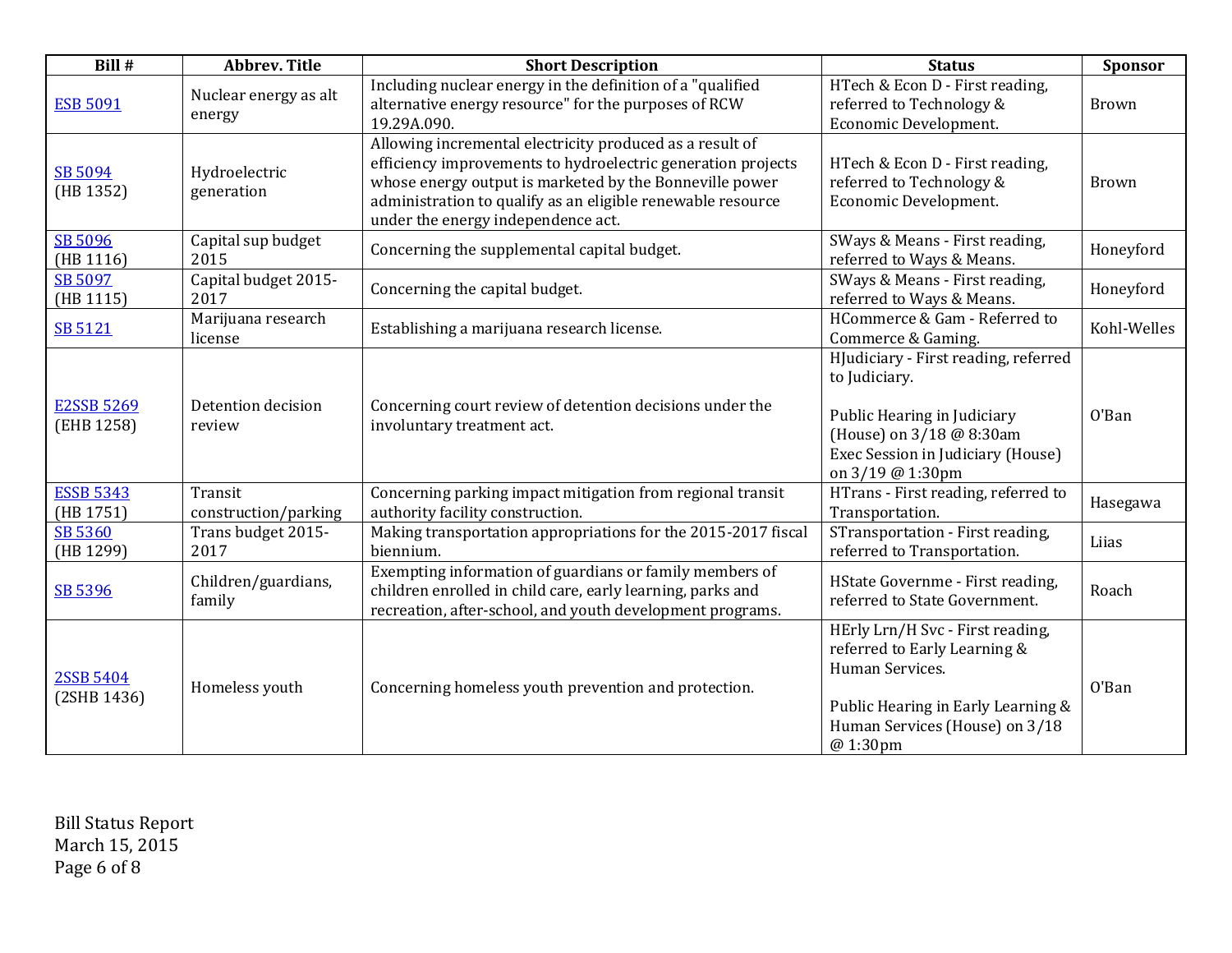| Bill # | Abbrev. Title | Short Description | Status | Sponsor |
|---|---|---|---|---|
| ESB 5091 | Nuclear energy as alt energy | Including nuclear energy in the definition of a "qualified alternative energy resource" for the purposes of RCW 19.29A.090. | HTech & Econ D - First reading, referred to Technology & Economic Development. | Brown |
| SB 5094 (HB 1352) | Hydroelectric generation | Allowing incremental electricity produced as a result of efficiency improvements to hydroelectric generation projects whose energy output is marketed by the Bonneville power administration to qualify as an eligible renewable resource under the energy independence act. | HTech & Econ D - First reading, referred to Technology & Economic Development. | Brown |
| SB 5096 (HB 1116) | Capital sup budget 2015 | Concerning the supplemental capital budget. | SWays & Means - First reading, referred to Ways & Means. | Honeyford |
| SB 5097 (HB 1115) | Capital budget 2015-2017 | Concerning the capital budget. | SWays & Means - First reading, referred to Ways & Means. | Honeyford |
| SB 5121 | Marijuana research license | Establishing a marijuana research license. | HCommerce & Gam - Referred to Commerce & Gaming. | Kohl-Welles |
| E2SSB 5269 (EHB 1258) | Detention decision review | Concerning court review of detention decisions under the involuntary treatment act. | HJudiciary - First reading, referred to Judiciary.<br><br>Public Hearing in Judiciary (House) on 3/18 @ 8:30am<br>Exec Session in Judiciary (House) on 3/19 @ 1:30pm | O'Ban |
| ESSB 5343 (HB 1751) | Transit construction/parking | Concerning parking impact mitigation from regional transit authority facility construction. | HTrans - First reading, referred to Transportation. | Hasegawa |
| SB 5360 (HB 1299) | Trans budget 2015-2017 | Making transportation appropriations for the 2015-2017 fiscal biennium. | STransportation - First reading, referred to Transportation. | Liias |
| SB 5396 | Children/guardians, family | Exempting information of guardians or family members of children enrolled in child care, early learning, parks and recreation, after-school, and youth development programs. | HState Governme - First reading, referred to State Government. | Roach |
| 2SSB 5404 (2SHB 1436) | Homeless youth | Concerning homeless youth prevention and protection. | HErly Lrn/H Svc - First reading, referred to Early Learning & Human Services.<br><br>Public Hearing in Early Learning & Human Services (House) on 3/18 @ 1:30pm | O'Ban |

Bill Status Report
March 15, 2015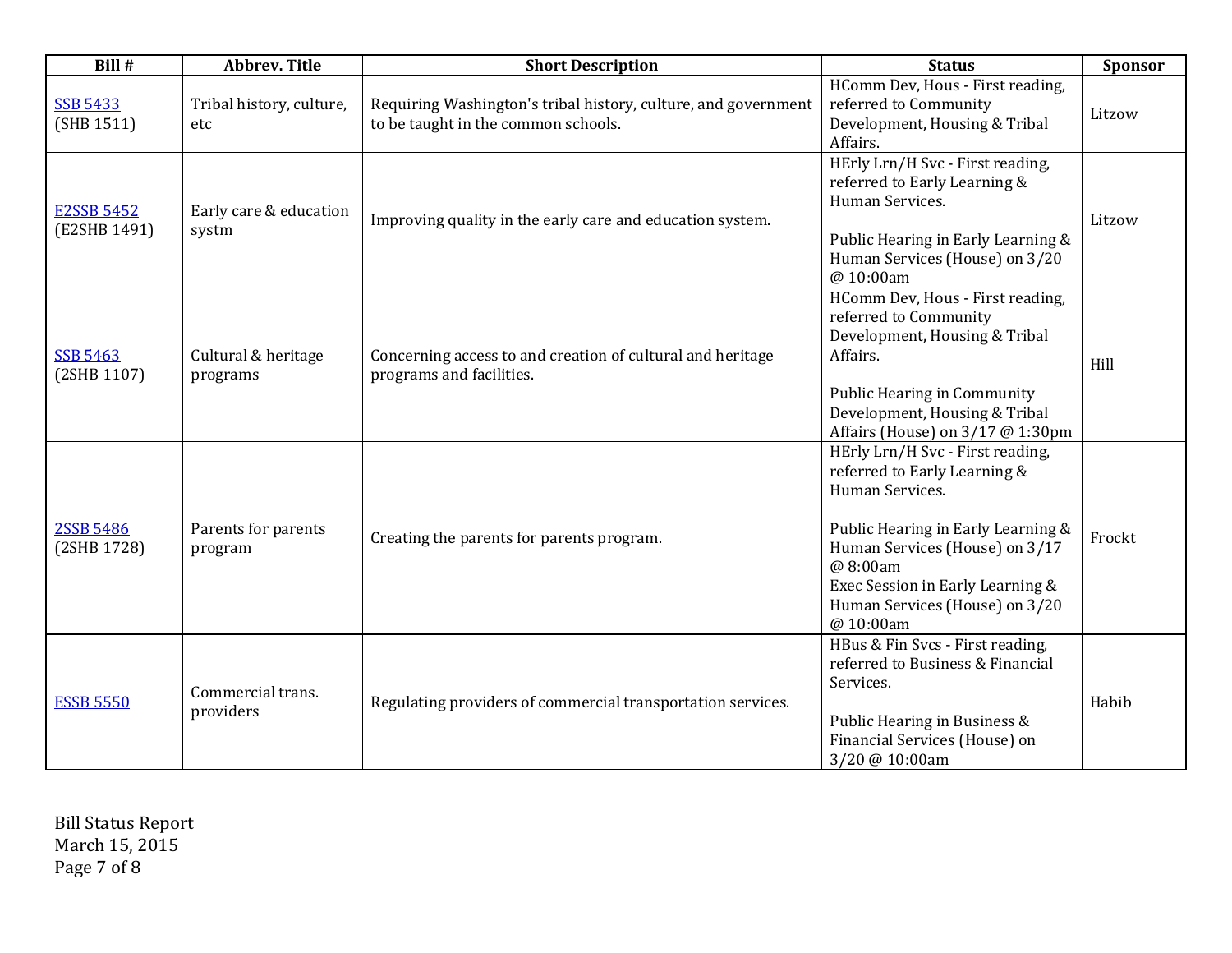| Bill # | Abbrev. Title | Short Description | Status | Sponsor |
|---|---|---|---|---|
| SSB 5433 (SHB 1511) | Tribal history, culture, etc | Requiring Washington's tribal history, culture, and government to be taught in the common schools. | HComm Dev, Hous - First reading, referred to Community Development, Housing & Tribal Affairs. | Litzow |
| E2SSB 5452 (E2SHB 1491) | Early care & education systm | Improving quality in the early care and education system. | HErly Lrn/H Svc - First reading, referred to Early Learning & Human Services.<br><br>Public Hearing in Early Learning & Human Services (House) on 3/20 @ 10:00am | Litzow |
| SSB 5463 (2SHB 1107) | Cultural & heritage programs | Concerning access to and creation of cultural and heritage programs and facilities. | HComm Dev, Hous - First reading, referred to Community Development, Housing & Tribal Affairs.<br><br>Public Hearing in Community Development, Housing & Tribal Affairs (House) on 3/17 @ 1:30pm | Hill |
| 2SSB 5486 (2SHB 1728) | Parents for parents program | Creating the parents for parents program. | HErly Lrn/H Svc - First reading, referred to Early Learning & Human Services.<br><br>Public Hearing in Early Learning & Human Services (House) on 3/17 @ 8:00am<br>Exec Session in Early Learning & Human Services (House) on 3/20 @ 10:00am | Frockt |
| ESSB 5550 | Commercial trans. providers | Regulating providers of commercial transportation services. | HBus & Fin Svcs - First reading, referred to Business & Financial Services.<br><br>Public Hearing in Business & Financial Services (House) on 3/20 @ 10:00am | Habib |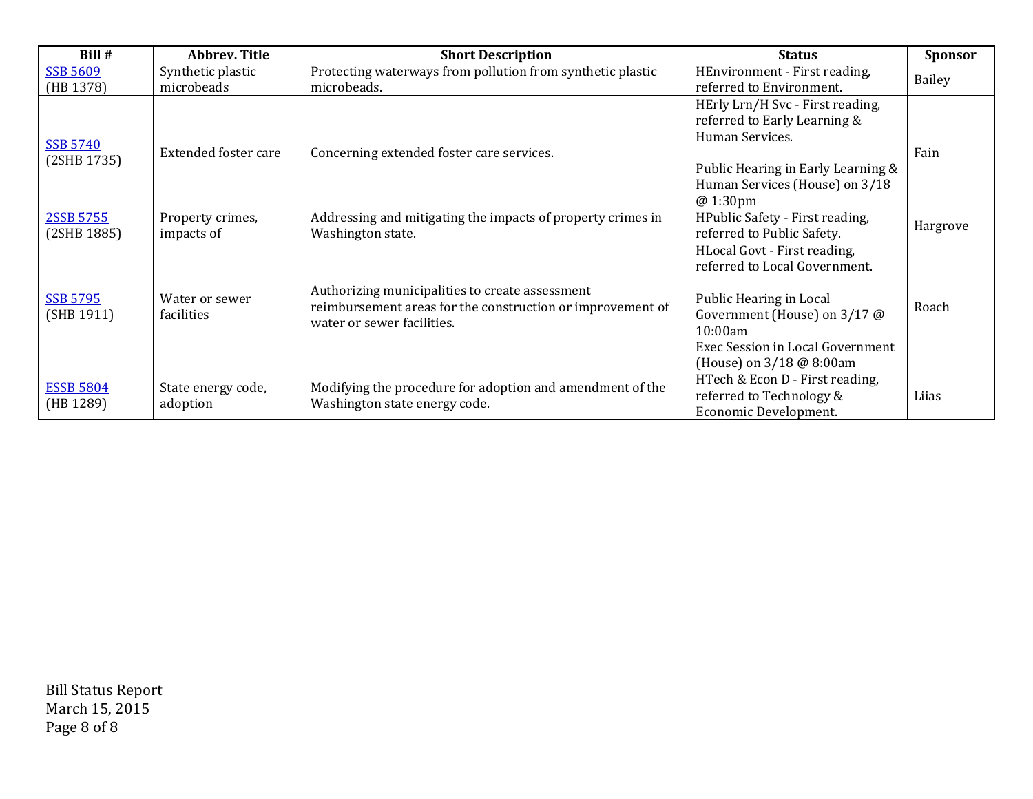| Bill # | Abbrev. Title | Short Description | Status | Sponsor |
|---|---|---|---|---|
| SSB 5609 (HB 1378) | Synthetic plastic microbeads | Protecting waterways from pollution from synthetic plastic microbeads. | HEnvironment - First reading, referred to Environment. | Bailey |
| SSB 5740 (2SHB 1735) | Extended foster care | Concerning extended foster care services. | HErly Lrn/H Svc - First reading, referred to Early Learning & Human Services.<br><br>Public Hearing in Early Learning & Human Services (House) on 3/18 @ 1:30pm | Fain |
| 2SSB 5755 (2SHB 1885) | Property crimes, impacts of | Addressing and mitigating the impacts of property crimes in Washington state. | HPublic Safety - First reading, referred to Public Safety. | Hargrove |
| SSB 5795 (SHB 1911) | Water or sewer facilities | Authorizing municipalities to create assessment reimbursement areas for the construction or improvement of water or sewer facilities. | HLocal Govt - First reading, referred to Local Government.<br><br>Public Hearing in Local Government (House) on 3/17 @ 10:00am<br>Exec Session in Local Government (House) on 3/18 @ 8:00am | Roach |
| ESSB 5804 (HB 1289) | State energy code, adoption | Modifying the procedure for adoption and amendment of the Washington state energy code. | HTech & Econ D - First reading, referred to Technology & Economic Development. | Liias |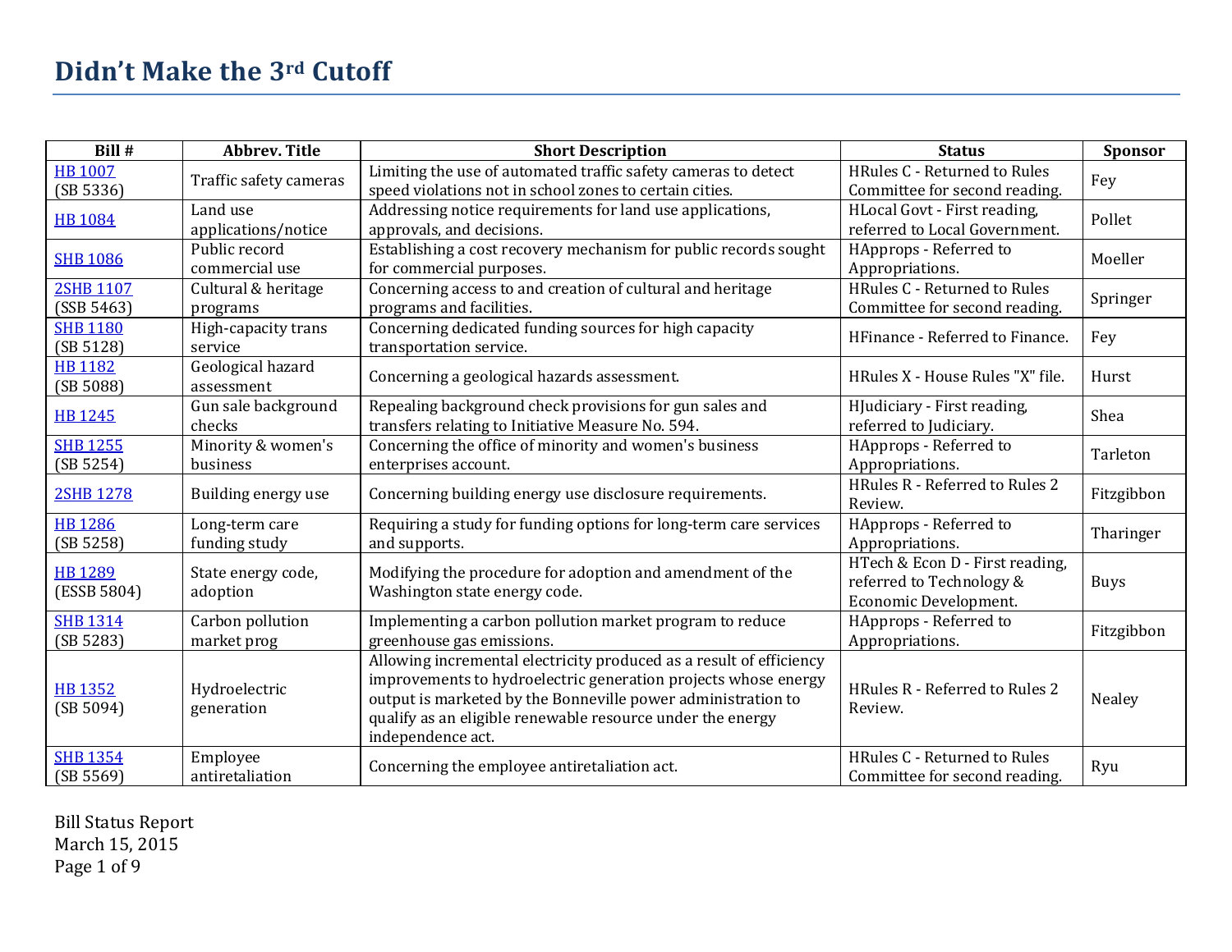# Didn't Make the 3rd Cutoff

| Bill # | Abbrev. Title | Short Description | Status | Sponsor |
|---|---|---|---|---|
| HB 1007 (SB 5336) | Traffic safety cameras | Limiting the use of automated traffic safety cameras to detect speed violations not in school zones to certain cities. | HRules C - Returned to Rules Committee for second reading. | Fey |
| HB 1084 | Land use applications/notice | Addressing notice requirements for land use applications, approvals, and decisions. | HLocal Govt - First reading, referred to Local Government. | Pollet |
| SHB 1086 | Public record commercial use | Establishing a cost recovery mechanism for public records sought for commercial purposes. | HApprops - Referred to Appropriations. | Moeller |
| 2SHB 1107 (SSB 5463) | Cultural & heritage programs | Concerning access to and creation of cultural and heritage programs and facilities. | HRules C - Returned to Rules Committee for second reading. | Springer |
| SHB 1180 (SB 5128) | High-capacity trans service | Concerning dedicated funding sources for high capacity transportation service. | HFinance - Referred to Finance. | Fey |
| HB 1182 (SB 5088) | Geological hazard assessment | Concerning a geological hazards assessment. | HRules X - House Rules "X" file. | Hurst |
| HB 1245 | Gun sale background checks | Repealing background check provisions for gun sales and transfers relating to Initiative Measure No. 594. | HJudiciary - First reading, referred to Judiciary. | Shea |
| SHB 1255 (SB 5254) | Minority & women's business | Concerning the office of minority and women's business enterprises account. | HApprops - Referred to Appropriations. | Tarleton |
| 2SHB 1278 | Building energy use | Concerning building energy use disclosure requirements. | HRules R - Referred to Rules 2 Review. | Fitzgibbon |
| HB 1286 (SB 5258) | Long-term care funding study | Requiring a study for funding options for long-term care services and supports. | HApprops - Referred to Appropriations. | Tharinger |
| HB 1289 (ESSB 5804) | State energy code, adoption | Modifying the procedure for adoption and amendment of the Washington state energy code. | HTech & Econ D - First reading, referred to Technology & Economic Development. | Buys |
| SHB 1314 (SB 5283) | Carbon pollution market prog | Implementing a carbon pollution market program to reduce greenhouse gas emissions. | HApprops - Referred to Appropriations. | Fitzgibbon |
| HB 1352 (SB 5094) | Hydroelectric generation | Allowing incremental electricity produced as a result of efficiency improvements to hydroelectric generation projects whose energy output is marketed by the Bonneville power administration to qualify as an eligible renewable resource under the energy independence act. | HRules R - Referred to Rules 2 Review. | Nealey |
| SHB 1354 (SB 5569) | Employee antiretaliation | Concerning the employee antiretaliation act. | HRules C - Returned to Rules Committee for second reading. | Ryu |

Bill Status Report
March 15, 2015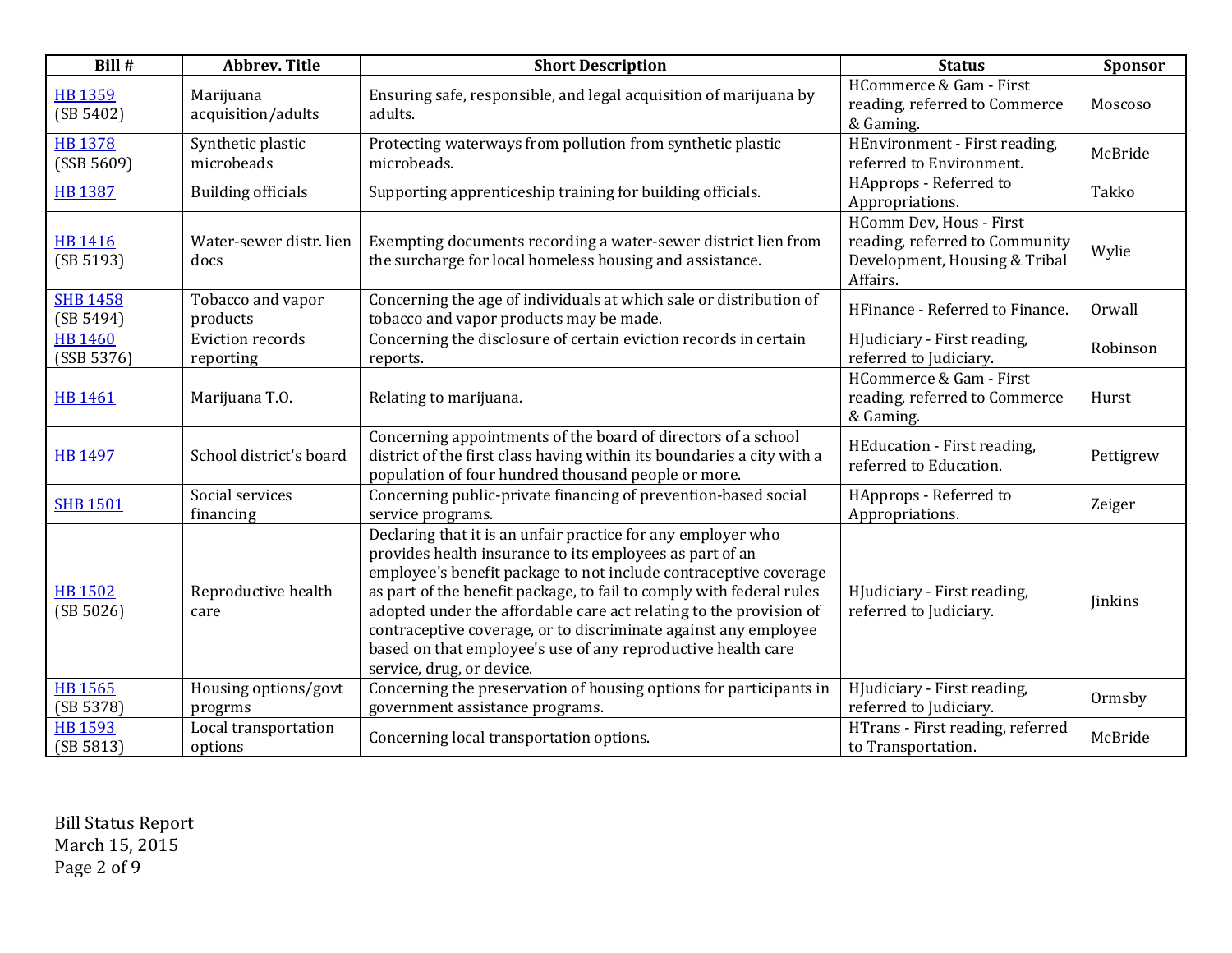| Bill # | Abbrev. Title | Short Description | Status | Sponsor |
|---|---|---|---|---|
| HB 1359 (SB 5402) | Marijuana acquisition/adults | Ensuring safe, responsible, and legal acquisition of marijuana by adults. | HCommerce & Gam - First reading, referred to Commerce & Gaming. | Moscoso |
| HB 1378 (SSB 5609) | Synthetic plastic microbeads | Protecting waterways from pollution from synthetic plastic microbeads. | HEnvironment - First reading, referred to Environment. | McBride |
| HB 1387 | Building officials | Supporting apprenticeship training for building officials. | HApprops - Referred to Appropriations. | Takko |
| HB 1416 (SB 5193) | Water-sewer distr. lien docs | Exempting documents recording a water-sewer district lien from the surcharge for local homeless housing and assistance. | HComm Dev, Hous - First reading, referred to Community Development, Housing & Tribal Affairs. | Wylie |
| SHB 1458 (SB 5494) | Tobacco and vapor products | Concerning the age of individuals at which sale or distribution of tobacco and vapor products may be made. | HFinance - Referred to Finance. | Orwall |
| HB 1460 (SSB 5376) | Eviction records reporting | Concerning the disclosure of certain eviction records in certain reports. | HJudiciary - First reading, referred to Judiciary. | Robinson |
| HB 1461 | Marijuana T.O. | Relating to marijuana. | HCommerce & Gam - First reading, referred to Commerce & Gaming. | Hurst |
| HB 1497 | School district's board | Concerning appointments of the board of directors of a school district of the first class having within its boundaries a city with a population of four hundred thousand people or more. | HEducation - First reading, referred to Education. | Pettigrew |
| SHB 1501 | Social services financing | Concerning public-private financing of prevention-based social service programs. | HApprops - Referred to Appropriations. | Zeiger |
| HB 1502 (SB 5026) | Reproductive health care | Declaring that it is an unfair practice for any employer who provides health insurance to its employees as part of an employee's benefit package to not include contraceptive coverage as part of the benefit package, to fail to comply with federal rules adopted under the affordable care act relating to the provision of contraceptive coverage, or to discriminate against any employee based on that employee's use of any reproductive health care service, drug, or device. | HJudiciary - First reading, referred to Judiciary. | Jinkins |
| HB 1565 (SB 5378) | Housing options/govt progrms | Concerning the preservation of housing options for participants in government assistance programs. | HJudiciary - First reading, referred to Judiciary. | Ormsby |
| HB 1593 (SB 5813) | Local transportation options | Concerning local transportation options. | HTrans - First reading, referred to Transportation. | McBride |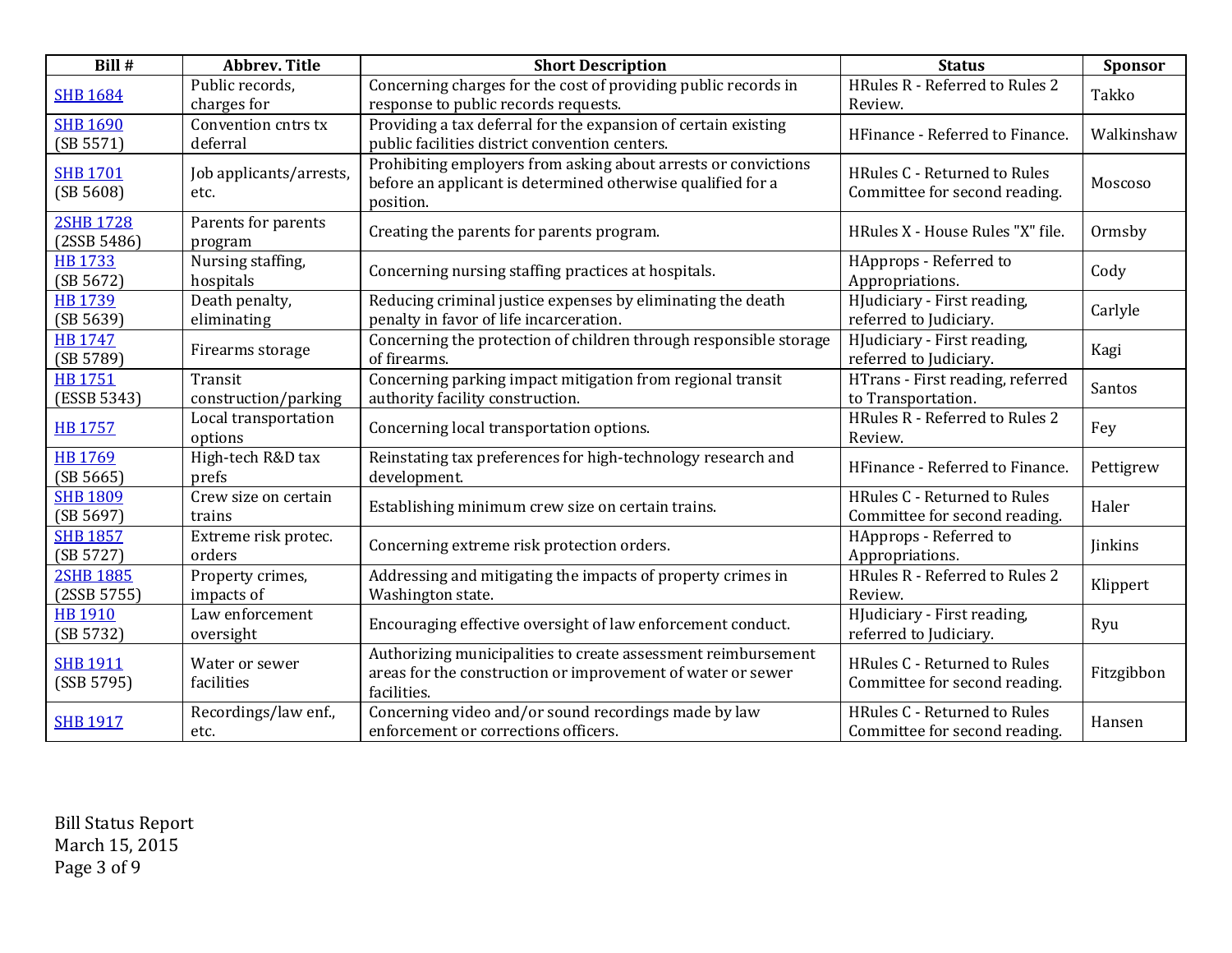| Bill # | Abbrev. Title | Short Description | Status | Sponsor |
|---|---|---|---|---|
| SHB 1684 | Public records, charges for | Concerning charges for the cost of providing public records in response to public records requests. | HRules R - Referred to Rules 2 Review. | Takko |
| SHB 1690 (SB 5571) | Convention cntrs tx deferral | Providing a tax deferral for the expansion of certain existing public facilities district convention centers. | HFinance - Referred to Finance. | Walkinshaw |
| SHB 1701 (SB 5608) | Job applicants/arrests, etc. | Prohibiting employers from asking about arrests or convictions before an applicant is determined otherwise qualified for a position. | HRules C - Returned to Rules Committee for second reading. | Moscoso |
| 2SHB 1728 (2SSB 5486) | Parents for parents program | Creating the parents for parents program. | HRules X - House Rules "X" file. | Ormsby |
| HB 1733 (SB 5672) | Nursing staffing, hospitals | Concerning nursing staffing practices at hospitals. | HApprops - Referred to Appropriations. | Cody |
| HB 1739 (SB 5639) | Death penalty, eliminating | Reducing criminal justice expenses by eliminating the death penalty in favor of life incarceration. | HJudiciary - First reading, referred to Judiciary. | Carlyle |
| HB 1747 (SB 5789) | Firearms storage | Concerning the protection of children through responsible storage of firearms. | HJudiciary - First reading, referred to Judiciary. | Kagi |
| HB 1751 (ESSB 5343) | Transit construction/parking | Concerning parking impact mitigation from regional transit authority facility construction. | HTrans - First reading, referred to Transportation. | Santos |
| HB 1757 | Local transportation options | Concerning local transportation options. | HRules R - Referred to Rules 2 Review. | Fey |
| HB 1769 (SB 5665) | High-tech R&D tax prefs | Reinstating tax preferences for high-technology research and development. | HFinance - Referred to Finance. | Pettigrew |
| SHB 1809 (SB 5697) | Crew size on certain trains | Establishing minimum crew size on certain trains. | HRules C - Returned to Rules Committee for second reading. | Haler |
| SHB 1857 (SB 5727) | Extreme risk protec. orders | Concerning extreme risk protection orders. | HApprops - Referred to Appropriations. | Jinkins |
| 2SHB 1885 (2SSB 5755) | Property crimes, impacts of | Addressing and mitigating the impacts of property crimes in Washington state. | HRules R - Referred to Rules 2 Review. | Klippert |
| HB 1910 (SB 5732) | Law enforcement oversight | Encouraging effective oversight of law enforcement conduct. | HJudiciary - First reading, referred to Judiciary. | Ryu |
| SHB 1911 (SSB 5795) | Water or sewer facilities | Authorizing municipalities to create assessment reimbursement areas for the construction or improvement of water or sewer facilities. | HRules C - Returned to Rules Committee for second reading. | Fitzgibbon |
| SHB 1917 | Recordings/law enf., etc. | Concerning video and/or sound recordings made by law enforcement or corrections officers. | HRules C - Returned to Rules Committee for second reading. | Hansen |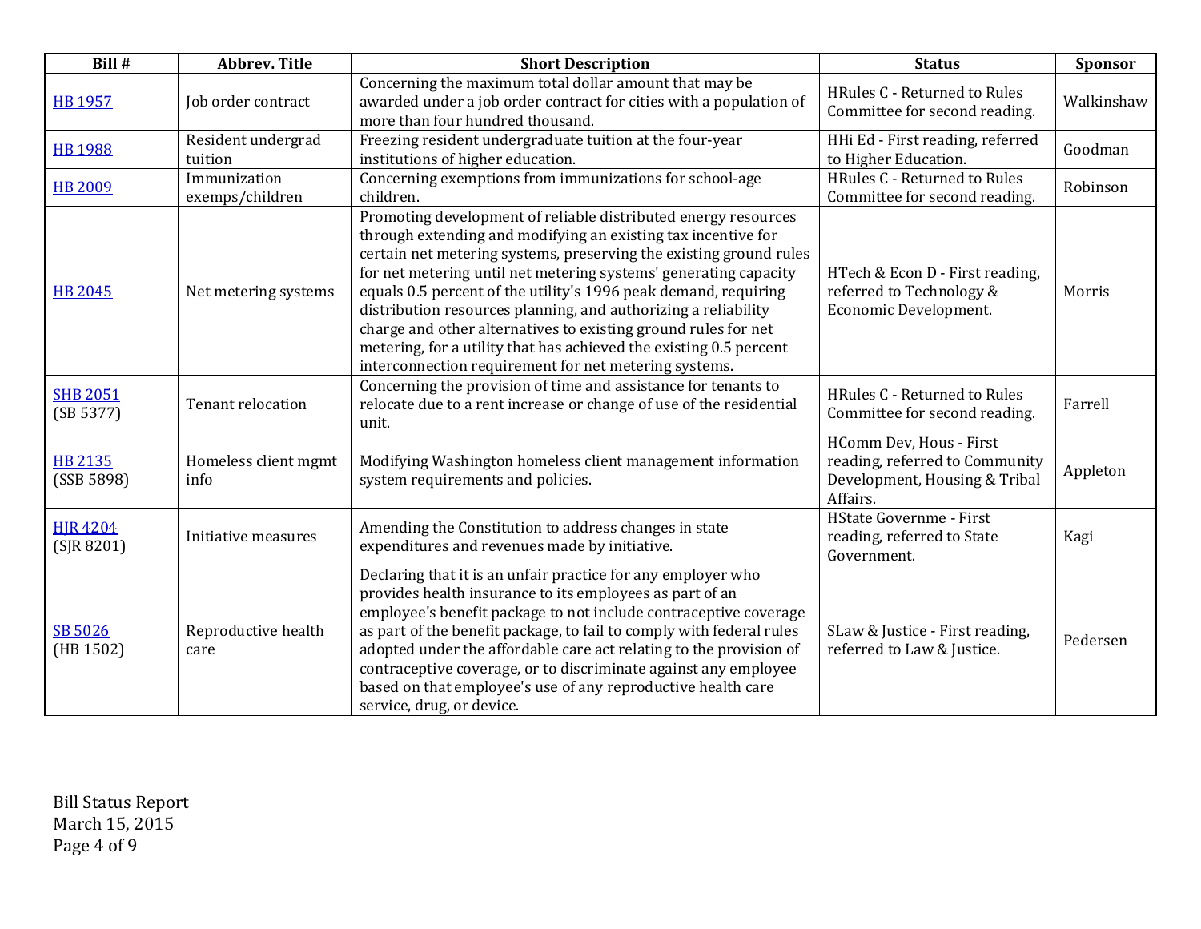| Bill # | Abbrev. Title | Short Description | Status | Sponsor |
|---|---|---|---|---|
| HB 1957 | Job order contract | Concerning the maximum total dollar amount that may be awarded under a job order contract for cities with a population of more than four hundred thousand. | HRules C - Returned to Rules Committee for second reading. | Walkinshaw |
| HB 1988 | Resident undergrad tuition | Freezing resident undergraduate tuition at the four-year institutions of higher education. | HHi Ed - First reading, referred to Higher Education. | Goodman |
| HB 2009 | Immunization exemps/children | Concerning exemptions from immunizations for school-age children. | HRules C - Returned to Rules Committee for second reading. | Robinson |
| HB 2045 | Net metering systems | Promoting development of reliable distributed energy resources through extending and modifying an existing tax incentive for certain net metering systems, preserving the existing ground rules for net metering until net metering systems' generating capacity equals 0.5 percent of the utility's 1996 peak demand, requiring distribution resources planning, and authorizing a reliability charge and other alternatives to existing ground rules for net metering, for a utility that has achieved the existing 0.5 percent interconnection requirement for net metering systems. | HTech & Econ D - First reading, referred to Technology & Economic Development. | Morris |
| SHB 2051 (SB 5377) | Tenant relocation | Concerning the provision of time and assistance for tenants to relocate due to a rent increase or change of use of the residential unit. | HRules C - Returned to Rules Committee for second reading. | Farrell |
| HB 2135 (SSB 5898) | Homeless client mgmt info | Modifying Washington homeless client management information system requirements and policies. | HComm Dev, Hous - First reading, referred to Community Development, Housing & Tribal Affairs. | Appleton |
| HJR 4204 (SJR 8201) | Initiative measures | Amending the Constitution to address changes in state expenditures and revenues made by initiative. | HState Governme - First reading, referred to State Government. | Kagi |
| SB 5026 (HB 1502) | Reproductive health care | Declaring that it is an unfair practice for any employer who provides health insurance to its employees as part of an employee's benefit package to not include contraceptive coverage as part of the benefit package, to fail to comply with federal rules adopted under the affordable care act relating to the provision of contraceptive coverage, or to discriminate against any employee based on that employee's use of any reproductive health care service, drug, or device. | SLaw & Justice - First reading, referred to Law & Justice. | Pedersen |

Bill Status Report
March 15, 2015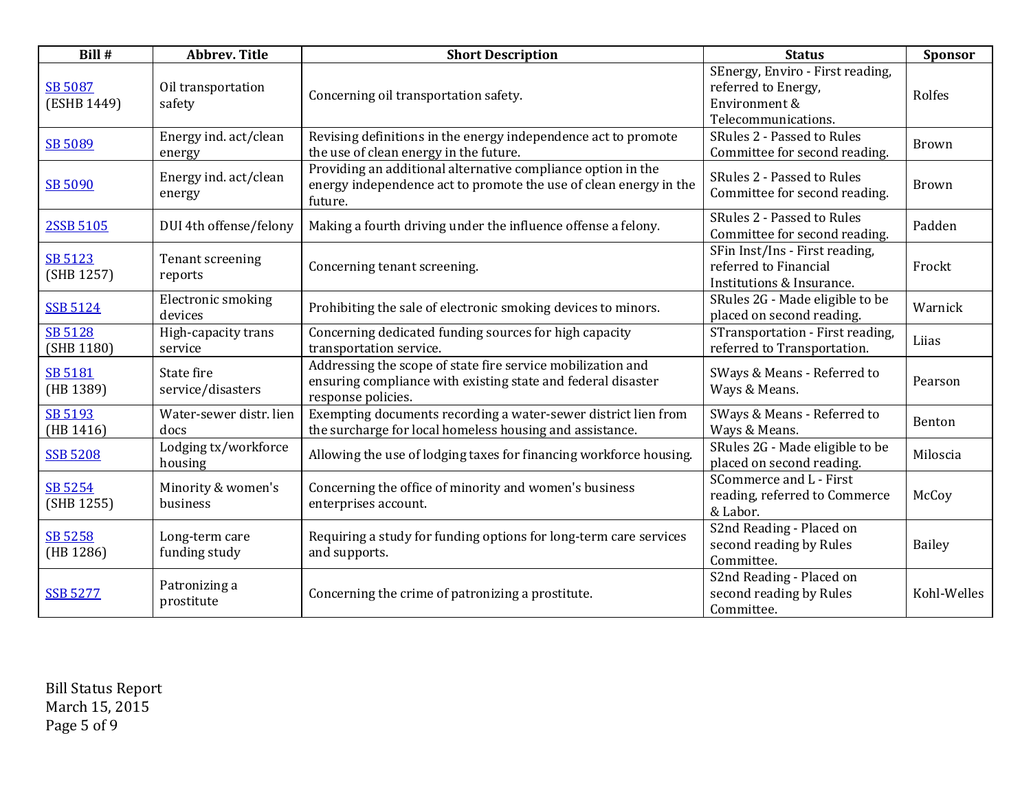| Bill # | Abbrev. Title | Short Description | Status | Sponsor |
| --- | --- | --- | --- | --- |
| SB 5087 (ESHB 1449) | Oil transportation safety | Concerning oil transportation safety. | SEnergy, Enviro - First reading, referred to Energy, Environment & Telecommunications. | Rolfes |
| SB 5089 | Energy ind. act/clean energy | Revising definitions in the energy independence act to promote the use of clean energy in the future. | SRules 2 - Passed to Rules Committee for second reading. | Brown |
| SB 5090 | Energy ind. act/clean energy | Providing an additional alternative compliance option in the energy independence act to promote the use of clean energy in the future. | SRules 2 - Passed to Rules Committee for second reading. | Brown |
| 2SSB 5105 | DUI 4th offense/felony | Making a fourth driving under the influence offense a felony. | SRules 2 - Passed to Rules Committee for second reading. | Padden |
| SB 5123 (SHB 1257) | Tenant screening reports | Concerning tenant screening. | SFin Inst/Ins - First reading, referred to Financial Institutions & Insurance. | Frockt |
| SSB 5124 | Electronic smoking devices | Prohibiting the sale of electronic smoking devices to minors. | SRules 2G - Made eligible to be placed on second reading. | Warnick |
| SB 5128 (SHB 1180) | High-capacity trans service | Concerning dedicated funding sources for high capacity transportation service. | STransportation - First reading, referred to Transportation. | Liias |
| SB 5181 (HB 1389) | State fire service/disasters | Addressing the scope of state fire service mobilization and ensuring compliance with existing state and federal disaster response policies. | SWays & Means - Referred to Ways & Means. | Pearson |
| SB 5193 (HB 1416) | Water-sewer distr. lien docs | Exempting documents recording a water-sewer district lien from the surcharge for local homeless housing and assistance. | SWays & Means - Referred to Ways & Means. | Benton |
| SSB 5208 | Lodging tx/workforce housing | Allowing the use of lodging taxes for financing workforce housing. | SRules 2G - Made eligible to be placed on second reading. | Miloscia |
| SB 5254 (SHB 1255) | Minority & women's business | Concerning the office of minority and women's business enterprises account. | SCommerce and L - First reading, referred to Commerce & Labor. | McCoy |
| SB 5258 (HB 1286) | Long-term care funding study | Requiring a study for funding options for long-term care services and supports. | S2nd Reading - Placed on second reading by Rules Committee. | Bailey |
| SSB 5277 | Patronizing a prostitute | Concerning the crime of patronizing a prostitute. | S2nd Reading - Placed on second reading by Rules Committee. | Kohl-Welles |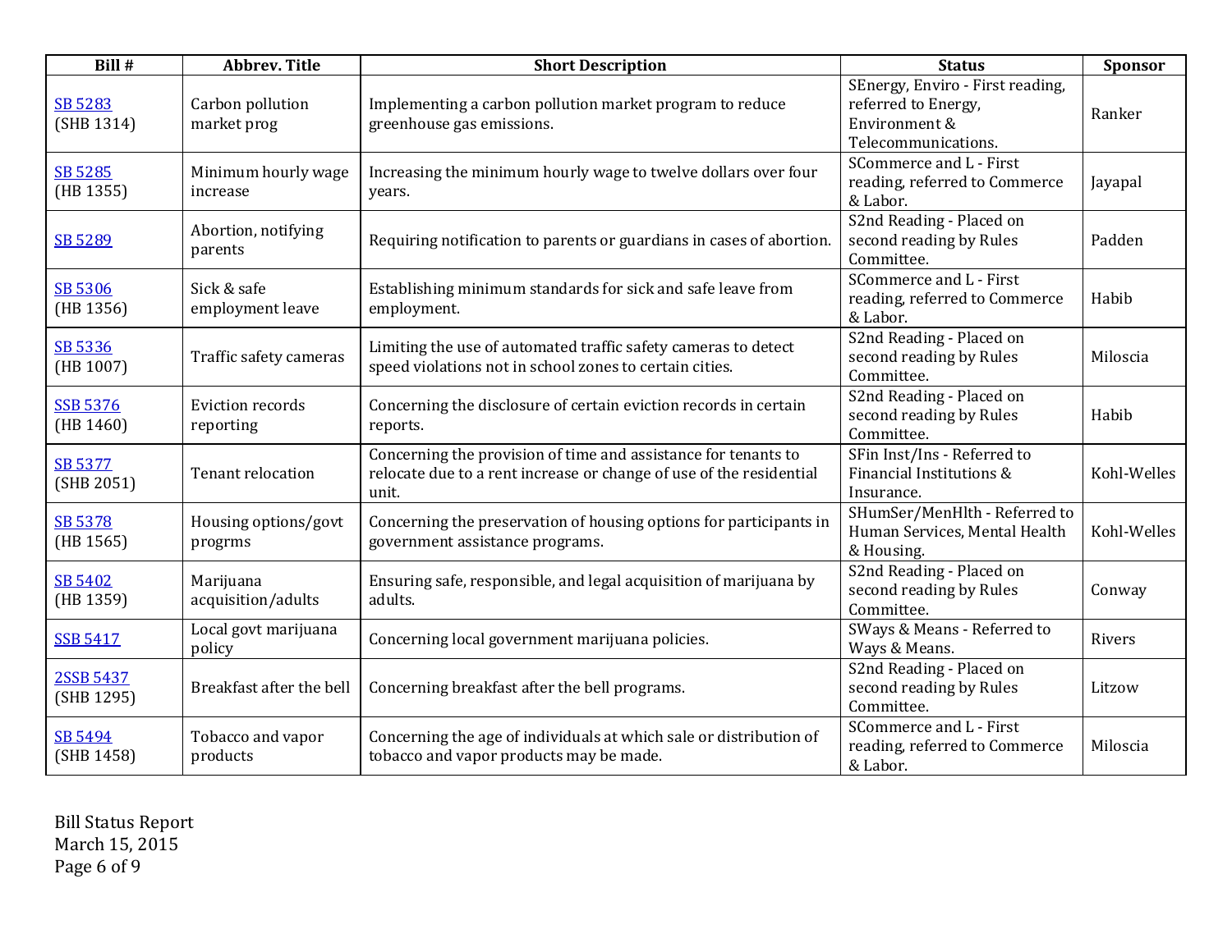| Bill # | Abbrev. Title | Short Description | Status | Sponsor |
| --- | --- | --- | --- | --- |
| SB 5283 (SHB 1314) | Carbon pollution market prog | Implementing a carbon pollution market program to reduce greenhouse gas emissions. | SEnergy, Enviro - First reading, referred to Energy, Environment & Telecommunications. | Ranker |
| SB 5285 (HB 1355) | Minimum hourly wage increase | Increasing the minimum hourly wage to twelve dollars over four years. | SCommerce and L - First reading, referred to Commerce & Labor. | Jayapal |
| SB 5289 | Abortion, notifying parents | Requiring notification to parents or guardians in cases of abortion. | S2nd Reading - Placed on second reading by Rules Committee. | Padden |
| SB 5306 (HB 1356) | Sick & safe employment leave | Establishing minimum standards for sick and safe leave from employment. | SCommerce and L - First reading, referred to Commerce & Labor. | Habib |
| SB 5336 (HB 1007) | Traffic safety cameras | Limiting the use of automated traffic safety cameras to detect speed violations not in school zones to certain cities. | S2nd Reading - Placed on second reading by Rules Committee. | Miloscia |
| SSB 5376 (HB 1460) | Eviction records reporting | Concerning the disclosure of certain eviction records in certain reports. | S2nd Reading - Placed on second reading by Rules Committee. | Habib |
| SB 5377 (SHB 2051) | Tenant relocation | Concerning the provision of time and assistance for tenants to relocate due to a rent increase or change of use of the residential unit. | SFin Inst/Ins - Referred to Financial Institutions & Insurance. | Kohl-Welles |
| SB 5378 (HB 1565) | Housing options/govt progrms | Concerning the preservation of housing options for participants in government assistance programs. | SHumSer/MenHlth - Referred to Human Services, Mental Health & Housing. | Kohl-Welles |
| SB 5402 (HB 1359) | Marijuana acquisition/adults | Ensuring safe, responsible, and legal acquisition of marijuana by adults. | S2nd Reading - Placed on second reading by Rules Committee. | Conway |
| SSB 5417 | Local govt marijuana policy | Concerning local government marijuana policies. | SWays & Means - Referred to Ways & Means. | Rivers |
| 2SSB 5437 (SHB 1295) | Breakfast after the bell | Concerning breakfast after the bell programs. | S2nd Reading - Placed on second reading by Rules Committee. | Litzow |
| SB 5494 (SHB 1458) | Tobacco and vapor products | Concerning the age of individuals at which sale or distribution of tobacco and vapor products may be made. | SCommerce and L - First reading, referred to Commerce & Labor. | Miloscia |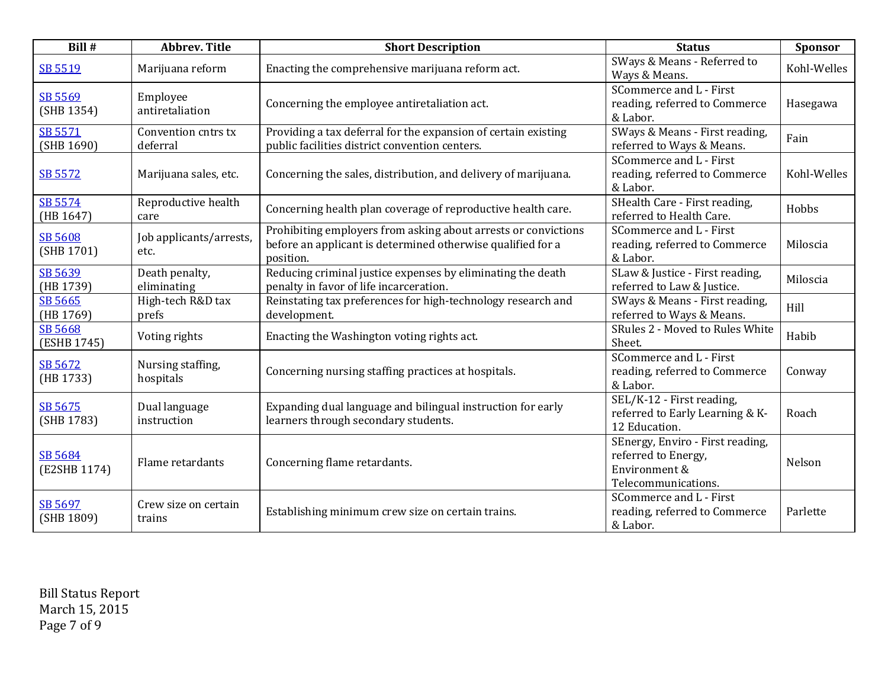| Bill # | Abbrev. Title | Short Description | Status | Sponsor |
|---|---|---|---|---|
| SB 5519 | Marijuana reform | Enacting the comprehensive marijuana reform act. | SWays & Means - Referred to Ways & Means. | Kohl-Welles |
| SB 5569 (SHB 1354) | Employee antiretaliation | Concerning the employee antiretaliation act. | SCommerce and L - First reading, referred to Commerce & Labor. | Hasegawa |
| SB 5571 (SHB 1690) | Convention cntrs tx deferral | Providing a tax deferral for the expansion of certain existing public facilities district convention centers. | SWays & Means - First reading, referred to Ways & Means. | Fain |
| SB 5572 | Marijuana sales, etc. | Concerning the sales, distribution, and delivery of marijuana. | SCommerce and L - First reading, referred to Commerce & Labor. | Kohl-Welles |
| SB 5574 (HB 1647) | Reproductive health care | Concerning health plan coverage of reproductive health care. | SHealth Care - First reading, referred to Health Care. | Hobbs |
| SB 5608 (SHB 1701) | Job applicants/arrests, etc. | Prohibiting employers from asking about arrests or convictions before an applicant is determined otherwise qualified for a position. | SCommerce and L - First reading, referred to Commerce & Labor. | Miloscia |
| SB 5639 (HB 1739) | Death penalty, eliminating | Reducing criminal justice expenses by eliminating the death penalty in favor of life incarceration. | SLaw & Justice - First reading, referred to Law & Justice. | Miloscia |
| SB 5665 (HB 1769) | High-tech R&D tax prefs | Reinstating tax preferences for high-technology research and development. | SWays & Means - First reading, referred to Ways & Means. | Hill |
| SB 5668 (ESHB 1745) | Voting rights | Enacting the Washington voting rights act. | SRules 2 - Moved to Rules White Sheet. | Habib |
| SB 5672 (HB 1733) | Nursing staffing, hospitals | Concerning nursing staffing practices at hospitals. | SCommerce and L - First reading, referred to Commerce & Labor. | Conway |
| SB 5675 (SHB 1783) | Dual language instruction | Expanding dual language and bilingual instruction for early learners through secondary students. | SEL/K-12 - First reading, referred to Early Learning & K-12 Education. | Roach |
| SB 5684 (E2SHB 1174) | Flame retardants | Concerning flame retardants. | SEnergy, Enviro - First reading, referred to Energy, Environment & Telecommunications. | Nelson |
| SB 5697 (SHB 1809) | Crew size on certain trains | Establishing minimum crew size on certain trains. | SCommerce and L - First reading, referred to Commerce & Labor. | Parlette |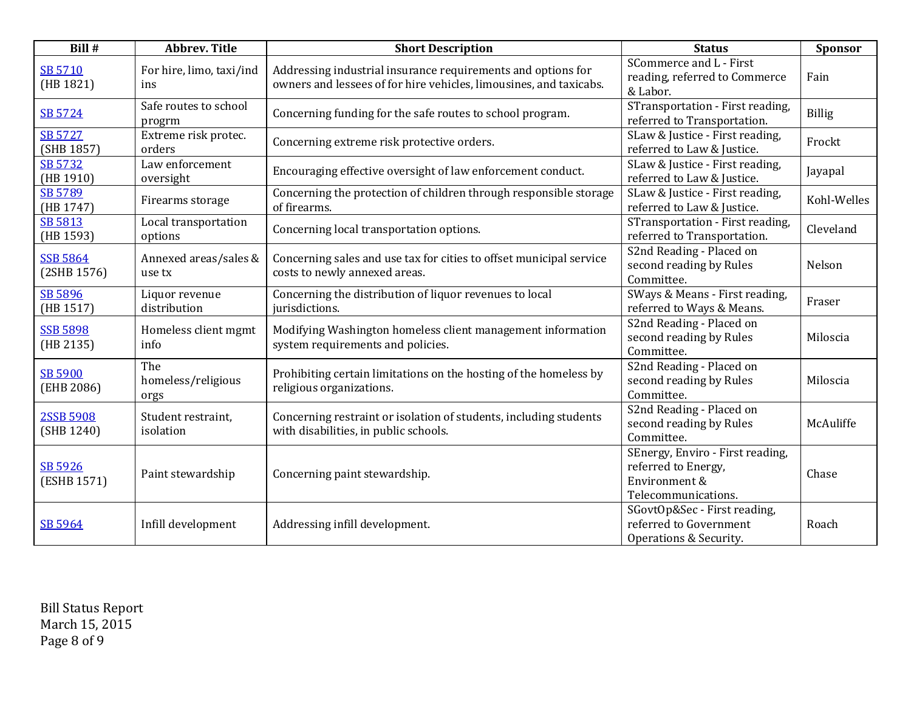| Bill # | Abbrev. Title | Short Description | Status | Sponsor |
|---|---|---|---|---|
| SB 5710 (HB 1821) | For hire, limo, taxi/ind ins | Addressing industrial insurance requirements and options for owners and lessees of for hire vehicles, limousines, and taxicabs. | SCommerce and L - First reading, referred to Commerce & Labor. | Fain |
| SB 5724 | Safe routes to school progrm | Concerning funding for the safe routes to school program. | STransportation - First reading, referred to Transportation. | Billig |
| SB 5727 (SHB 1857) | Extreme risk protec. orders | Concerning extreme risk protective orders. | SLaw & Justice - First reading, referred to Law & Justice. | Frockt |
| SB 5732 (HB 1910) | Law enforcement oversight | Encouraging effective oversight of law enforcement conduct. | SLaw & Justice - First reading, referred to Law & Justice. | Jayapal |
| SB 5789 (HB 1747) | Firearms storage | Concerning the protection of children through responsible storage of firearms. | SLaw & Justice - First reading, referred to Law & Justice. | Kohl-Welles |
| SB 5813 (HB 1593) | Local transportation options | Concerning local transportation options. | STransportation - First reading, referred to Transportation. | Cleveland |
| SSB 5864 (2SHB 1576) | Annexed areas/sales & use tx | Concerning sales and use tax for cities to offset municipal service costs to newly annexed areas. | S2nd Reading - Placed on second reading by Rules Committee. | Nelson |
| SB 5896 (HB 1517) | Liquor revenue distribution | Concerning the distribution of liquor revenues to local jurisdictions. | SWays & Means - First reading, referred to Ways & Means. | Fraser |
| SSB 5898 (HB 2135) | Homeless client mgmt info | Modifying Washington homeless client management information system requirements and policies. | S2nd Reading - Placed on second reading by Rules Committee. | Miloscia |
| SB 5900 (EHB 2086) | The homeless/religious orgs | Prohibiting certain limitations on the hosting of the homeless by religious organizations. | S2nd Reading - Placed on second reading by Rules Committee. | Miloscia |
| 2SSB 5908 (SHB 1240) | Student restraint, isolation | Concerning restraint or isolation of students, including students with disabilities, in public schools. | S2nd Reading - Placed on second reading by Rules Committee. | McAuliffe |
| SB 5926 (ESHB 1571) | Paint stewardship | Concerning paint stewardship. | SEnergy, Enviro - First reading, referred to Energy, Environment & Telecommunications. | Chase |
| SB 5964 | Infill development | Addressing infill development. | SGovtOp&Sec - First reading, referred to Government Operations & Security. | Roach |

Bill Status Report
March 15, 2015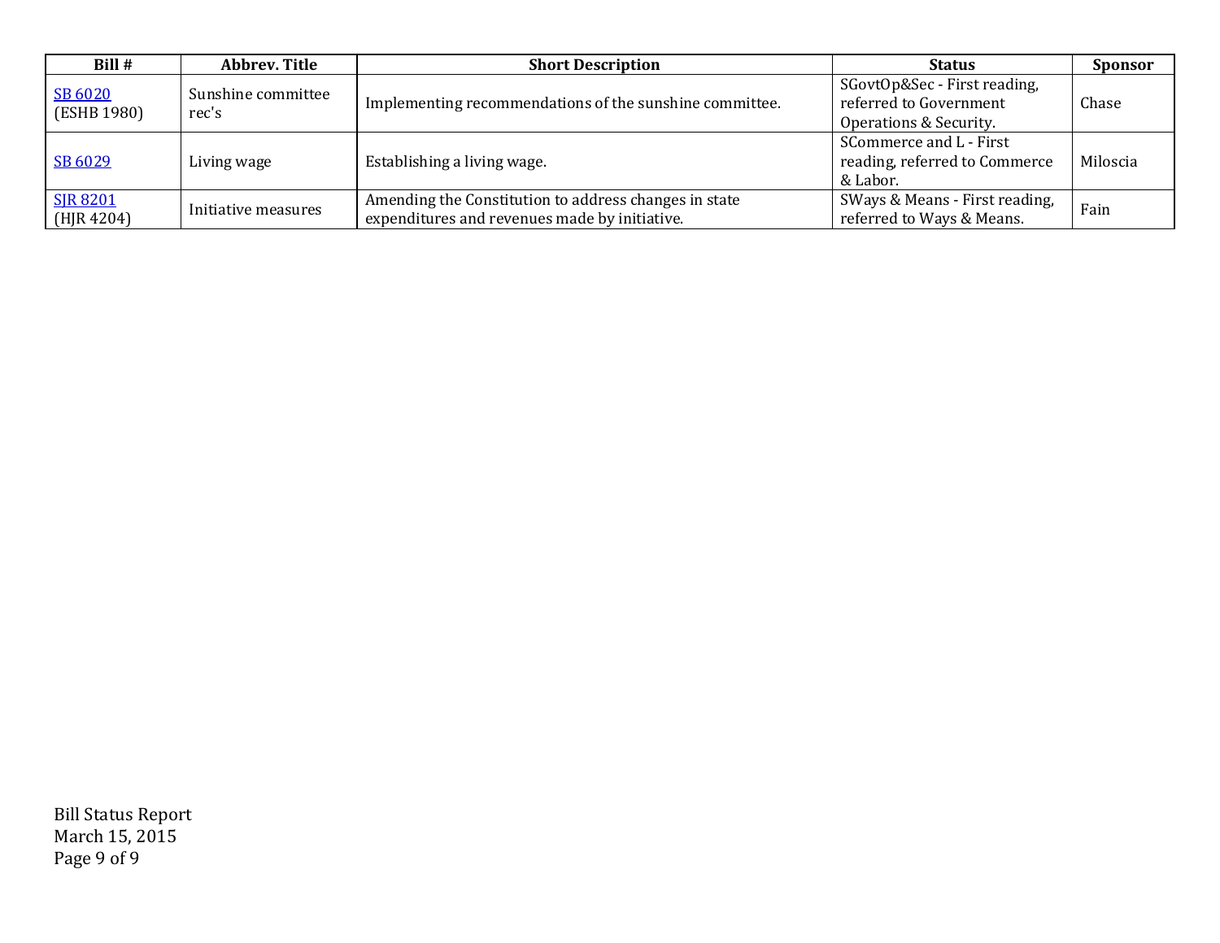| Bill # | Abbrev. Title | Short Description | Status | Sponsor |
|---|---|---|---|---|
| SB 6020 (ESHB 1980) | Sunshine committee rec's | Implementing recommendations of the sunshine committee. | SGovtOp&Sec - First reading, referred to Government Operations & Security. | Chase |
| SB 6029 | Living wage | Establishing a living wage. | SCommerce and L - First reading, referred to Commerce & Labor. | Miloscia |
| SJR 8201 (HJR 4204) | Initiative measures | Amending the Constitution to address changes in state expenditures and revenues made by initiative. | SWays & Means - First reading, referred to Ways & Means. | Fain |